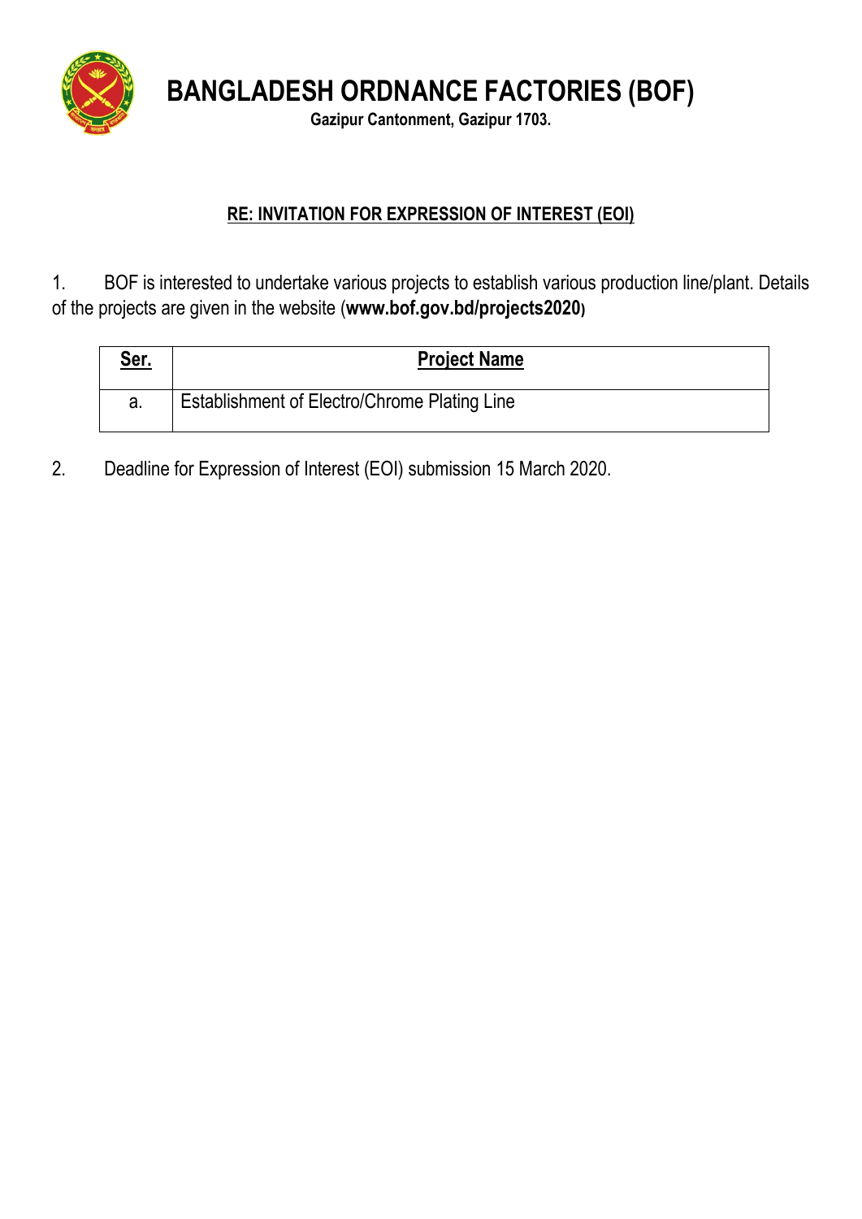# BANGLADESH ORDNANCE FACTORIES (BOF)

**Gazipur Cantonment, Gazipur 1703.**

**RE: INVITATION FOR EXPRESSION OF INTEREST (EOI)**

1. BOF is interested to undertake various projects to establish various production line/plant. Details of the projects are given in the website (**www.bof.gov.bd/projects2020**)

| Ser. | Project Name |
|---|---|
| a. | Establishment of Electro/Chrome Plating Line |

2. Deadline for Expression of Interest (EOI) submission 15 March 2020.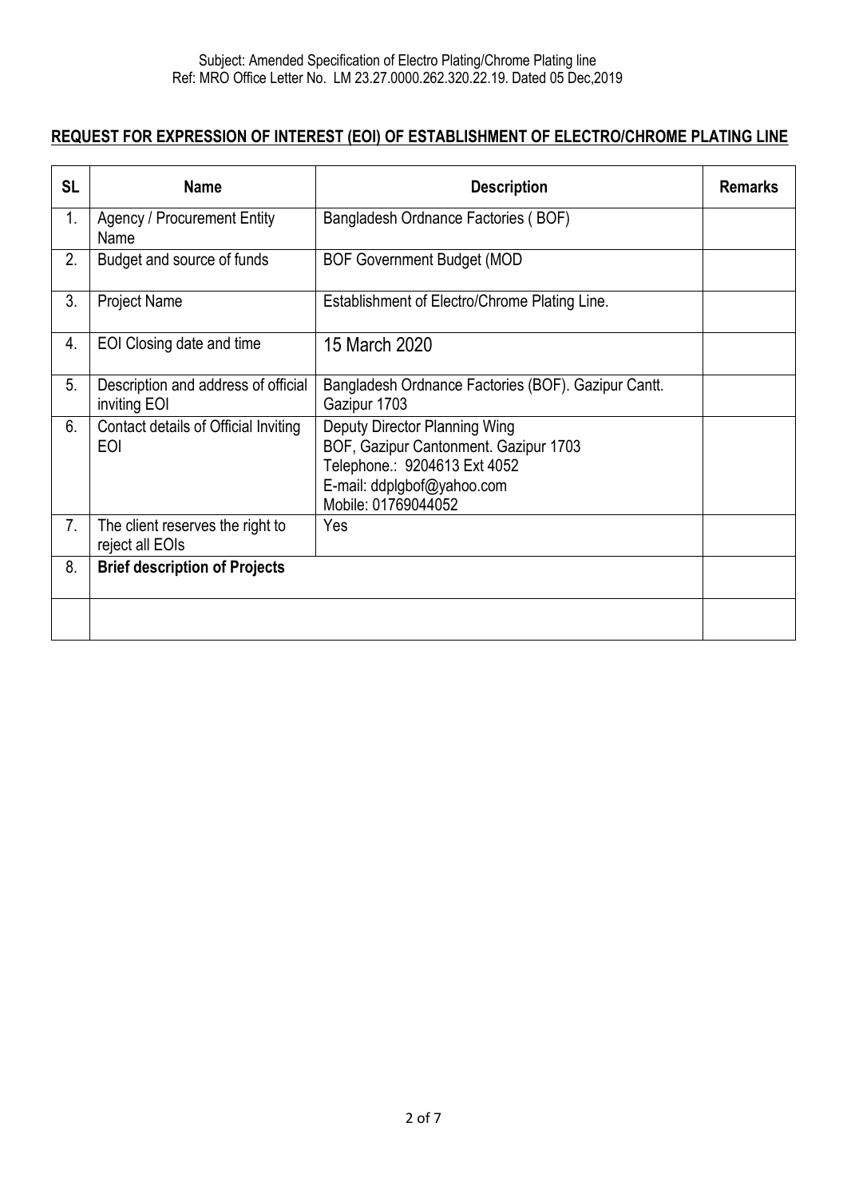Subject: Amended Specification of Electro Plating/Chrome Plating line
Ref: MRO Office Letter No. LM 23.27.0000.262.320.22.19. Dated 05 Dec,2019

**REQUEST FOR EXPRESSION OF INTEREST (EOI) OF ESTABLISHMENT OF ELECTRO/CHROME PLATING LINE**

| SL | Name | Description | Remarks |
|---|---|---|---|
| 1. | Agency / Procurement Entity Name | Bangladesh Ordnance Factories ( BOF) | |
| 2. | Budget and source of funds | BOF Government Budget (MOD | |
| 3. | Project Name | Establishment of Electro/Chrome Plating Line. | |
| 4. | EOI Closing date and time | 15 March 2020 | |
| 5. | Description and address of official inviting EOI | Bangladesh Ordnance Factories (BOF). Gazipur Cantt. Gazipur 1703 | |
| 6. | Contact details of Official Inviting EOI | Deputy Director Planning Wing<br>BOF, Gazipur Cantonment. Gazipur 1703<br>Telephone.: 9204613 Ext 4052<br>E-mail: ddplgbof@yahoo.com<br>Mobile: 01769044052 | |
| 7. | The client reserves the right to reject all EOIs | Yes | |
| 8. | **Brief description of Projects** | | |
| | | | |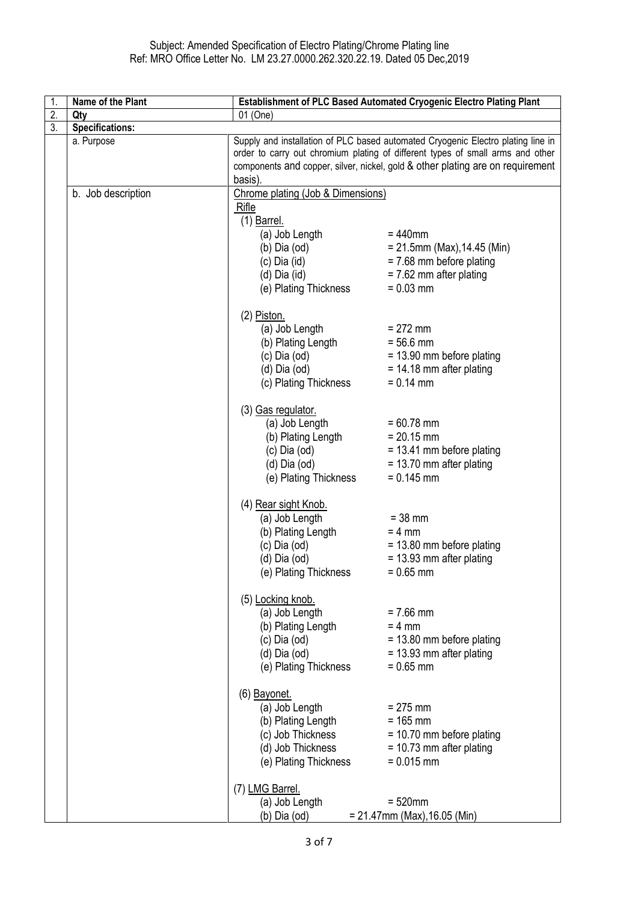Subject: Amended Specification of Electro Plating/Chrome Plating line
Ref: MRO Office Letter No. LM 23.27.0000.262.320.22.19. Dated 05 Dec,2019

| 1. | **Name of the Plant** | **Establishment of PLC Based Automated Cryogenic Electro Plating Plant** |
|---|---|---|
| 2. | **Qty** | 01 (One) |
| 3. | **Specifications:** | |
| | a. Purpose | Supply and installation of PLC based automated Cryogenic Electro plating line in order to carry out chromium plating of different types of small arms and other components and copper, silver, nickel, gold & other plating are on requirement basis). |
| | b. Job description | <u>Chrome plating (Job & Dimensions)</u><br><u>Rifle</u><br>(1) <u>Barrel.</u><br>(a) Job Length = 440mm<br>(b) Dia (od) = 21.5mm (Max),14.45 (Min)<br>(c) Dia (id) = 7.68 mm before plating<br>(d) Dia (id) = 7.62 mm after plating<br>(e) Plating Thickness = 0.03 mm<br><br>(2) <u>Piston.</u><br>(a) Job Length = 272 mm<br>(b) Plating Length = 56.6 mm<br>(c) Dia (od) = 13.90 mm before plating<br>(d) Dia (od) = 14.18 mm after plating<br>(c) Plating Thickness = 0.14 mm<br><br>(3) <u>Gas regulator.</u><br>(a) Job Length = 60.78 mm<br>(b) Plating Length = 20.15 mm<br>(c) Dia (od) = 13.41 mm before plating<br>(d) Dia (od) = 13.70 mm after plating<br>(e) Plating Thickness = 0.145 mm<br><br>(4) <u>Rear sight Knob.</u><br>(a) Job Length = 38 mm<br>(b) Plating Length = 4 mm<br>(c) Dia (od) = 13.80 mm before plating<br>(d) Dia (od) = 13.93 mm after plating<br>(e) Plating Thickness = 0.65 mm<br><br>(5) <u>Locking knob.</u><br>(a) Job Length = 7.66 mm<br>(b) Plating Length = 4 mm<br>(c) Dia (od) = 13.80 mm before plating<br>(d) Dia (od) = 13.93 mm after plating<br>(e) Plating Thickness = 0.65 mm<br><br>(6) <u>Bayonet.</u><br>(a) Job Length = 275 mm<br>(b) Plating Length = 165 mm<br>(c) Job Thickness = 10.70 mm before plating<br>(d) Job Thickness = 10.73 mm after plating<br>(e) Plating Thickness = 0.015 mm<br><br>(7) <u>LMG Barrel.</u><br>(a) Job Length = 520mm<br>(b) Dia (od) = 21.47mm (Max),16.05 (Min) |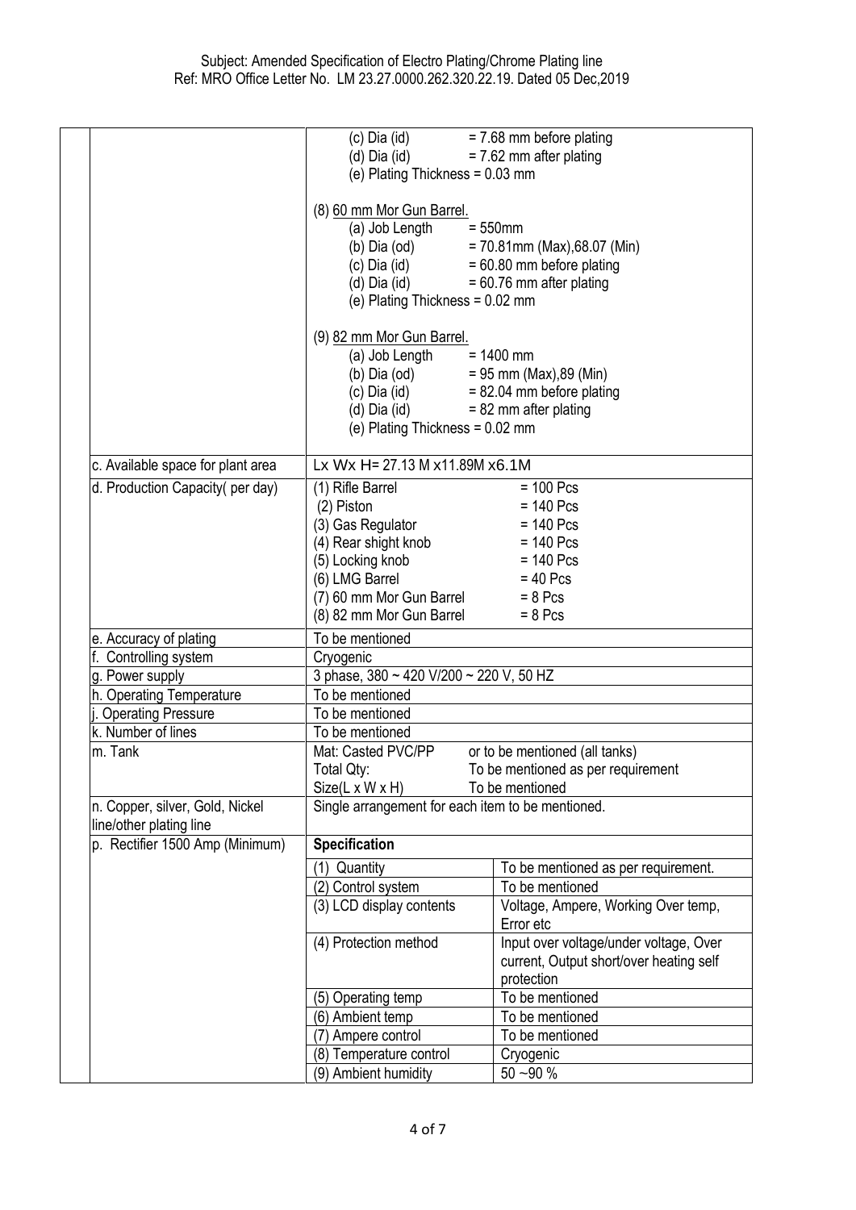Subject: Amended Specification of Electro Plating/Chrome Plating line
Ref: MRO Office Letter No. LM 23.27.0000.262.320.22.19. Dated 05 Dec,2019

| | | | |
|---|---|---|---|
| | | (c) Dia (id) = 7.68 mm before plating<br>(d) Dia (id) = 7.62 mm after plating<br>(e) Plating Thickness = 0.03 mm<br><br>(8) <u>60 mm Mor Gun Barrel.</u><br>(a) Job Length = 550mm<br>(b) Dia (od) = 70.81mm (Max),68.07 (Min)<br>(c) Dia (id) = 60.80 mm before plating<br>(d) Dia (id) = 60.76 mm after plating<br>(e) Plating Thickness = 0.02 mm<br><br>(9) <u>82 mm Mor Gun Barrel.</u><br>(a) Job Length = 1400 mm<br>(b) Dia (od) = 95 mm (Max),89 (Min)<br>(c) Dia (id) = 82.04 mm before plating<br>(d) Dia (id) = 82 mm after plating<br>(e) Plating Thickness = 0.02 mm | |
| | c. Available space for plant area | Lx Wx H= 27.13 M x11.89M x6.1M | |
| | d. Production Capacity( per day) | (1) Rifle Barrel = 100 Pcs<br>(2) Piston = 140 Pcs<br>(3) Gas Regulator = 140 Pcs<br>(4) Rear shight knob = 140 Pcs<br>(5) Locking knob = 140 Pcs<br>(6) LMG Barrel = 40 Pcs<br>(7) 60 mm Mor Gun Barrel = 8 Pcs<br>(8) 82 mm Mor Gun Barrel = 8 Pcs | |
| | e. Accuracy of plating | To be mentioned | |
| | f. Controlling system | Cryogenic | |
| | g. Power supply | 3 phase, 380 ~ 420 V/200 ~ 220 V, 50 HZ | |
| | h. Operating Temperature | To be mentioned | |
| | j. Operating Pressure | To be mentioned | |
| | k. Number of lines | To be mentioned | |
| | m. Tank | Mat: Casted PVC/PP or to be mentioned (all tanks)<br>Total Qty: To be mentioned as per requirement<br>Size(L x W x H) To be mentioned | |
| | n. Copper, silver, Gold, Nickel line/other plating line | Single arrangement for each item to be mentioned. | |
| | p. Rectifier 1500 Amp (Minimum) | **Specification** | |
| | | (1) Quantity | To be mentioned as per requirement. |
| | | (2) Control system | To be mentioned |
| | | (3) LCD display contents | Voltage, Ampere, Working Over temp, Error etc |
| | | (4) Protection method | Input over voltage/under voltage, Over current, Output short/over heating self protection |
| | | (5) Operating temp | To be mentioned |
| | | (6) Ambient temp | To be mentioned |
| | | (7) Ampere control | To be mentioned |
| | | (8) Temperature control | Cryogenic |
| | | (9) Ambient humidity | 50 ~90 % |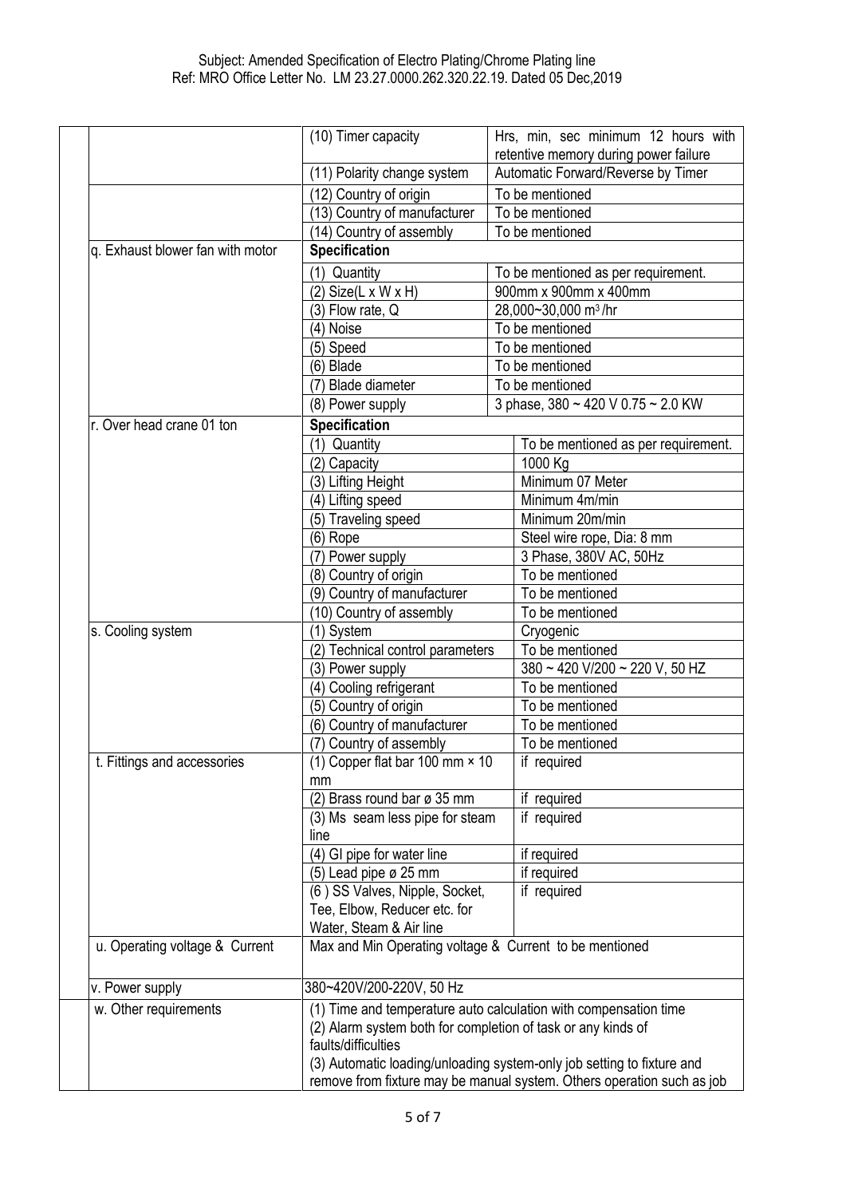Subject: Amended Specification of Electro Plating/Chrome Plating line
Ref: MRO Office Letter No. LM 23.27.0000.262.320.22.19. Dated 05 Dec,2019

| | | |
|---|---|---|
| | (10) Timer capacity | Hrs, min, sec minimum 12 hours with retentive memory during power failure |
| | (11) Polarity change system | Automatic Forward/Reverse by Timer |
| | (12) Country of origin | To be mentioned |
| | (13) Country of manufacturer | To be mentioned |
| | (14) Country of assembly | To be mentioned |
| q. Exhaust blower fan with motor | **Specification** | |
| | (1) Quantity | To be mentioned as per requirement. |
| | (2) Size(L x W x H) | 900mm x 900mm x 400mm |
| | (3) Flow rate, Q | 28,000~30,000 m³/hr |
| | (4) Noise | To be mentioned |
| | (5) Speed | To be mentioned |
| | (6) Blade | To be mentioned |
| | (7) Blade diameter | To be mentioned |
| | (8) Power supply | 3 phase, 380 ~ 420 V 0.75 ~ 2.0 KW |
| r. Over head crane 01 ton | **Specification** | |
| | (1) Quantity | To be mentioned as per requirement. |
| | (2) Capacity | 1000 Kg |
| | (3) Lifting Height | Minimum 07 Meter |
| | (4) Lifting speed | Minimum 4m/min |
| | (5) Traveling speed | Minimum 20m/min |
| | (6) Rope | Steel wire rope, Dia: 8 mm |
| | (7) Power supply | 3 Phase, 380V AC, 50Hz |
| | (8) Country of origin | To be mentioned |
| | (9) Country of manufacturer | To be mentioned |
| | (10) Country of assembly | To be mentioned |
| s. Cooling system | (1) System | Cryogenic |
| | (2) Technical control parameters | To be mentioned |
| | (3) Power supply | 380 ~ 420 V/200 ~ 220 V, 50 HZ |
| | (4) Cooling refrigerant | To be mentioned |
| | (5) Country of origin | To be mentioned |
| | (6) Country of manufacturer | To be mentioned |
| | (7) Country of assembly | To be mentioned |
| t. Fittings and accessories | (1) Copper flat bar 100 mm × 10 mm | if required |
| | (2) Brass round bar ø 35 mm | if required |
| | (3) Ms seam less pipe for steam line | if required |
| | (4) GI pipe for water line | if required |
| | (5) Lead pipe ø 25 mm | if required |
| | (6 ) SS Valves, Nipple, Socket, Tee, Elbow, Reducer etc. for Water, Steam & Air line | if required |
| u. Operating voltage & Current | Max and Min Operating voltage & Current to be mentioned | |
| v. Power supply | 380~420V/200-220V, 50 Hz | |
| w. Other requirements | (1) Time and temperature auto calculation with compensation time<br>(2) Alarm system both for completion of task or any kinds of faults/difficulties<br>(3) Automatic loading/unloading system-only job setting to fixture and remove from fixture may be manual system. Others operation such as job | |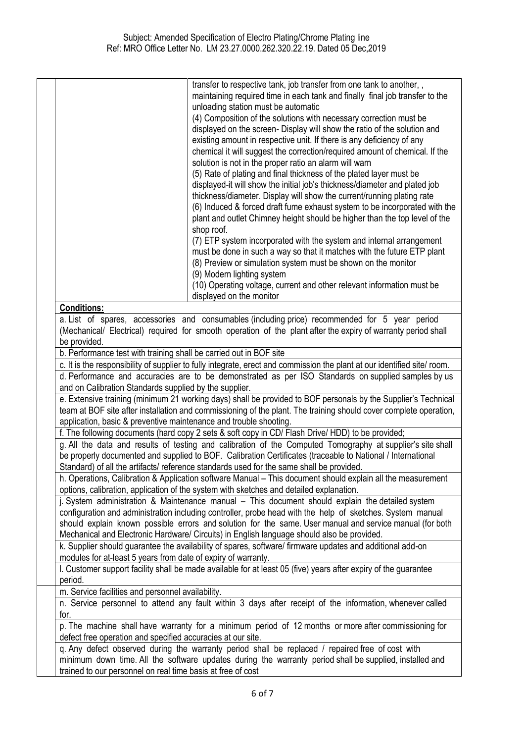Subject: Amended Specification of Electro Plating/Chrome Plating line
Ref: MRO Office Letter No. LM 23.27.0000.262.320.22.19. Dated 05 Dec,2019

| | | |
|---|---|---|
| | | transfer to respective tank, job transfer from one tank to another, , maintaining required time in each tank and finally final job transfer to the unloading station must be automatic<br>(4) Composition of the solutions with necessary correction must be displayed on the screen- Display will show the ratio of the solution and existing amount in respective unit. If there is any deficiency of any chemical it will suggest the correction/required amount of chemical. If the solution is not in the proper ratio an alarm will warn<br>(5) Rate of plating and final thickness of the plated layer must be displayed-it will show the initial job's thickness/diameter and plated job thickness/diameter. Display will show the current/running plating rate<br>(6) Induced & forced draft fume exhaust system to be incorporated with the plant and outlet Chimney height should be higher than the top level of the shop roof.<br>(7) ETP system incorporated with the system and internal arrangement must be done in such a way so that it matches with the future ETP plant<br>(8) Preview or simulation system must be shown on the monitor<br>(9) Modern lighting system<br>(10) Operating voltage, current and other relevant information must be displayed on the monitor |

**Conditions:**

a. List of spares, accessories and consumables (including price) recommended for 5 year period (Mechanical/ Electrical) required for smooth operation of the plant after the expiry of warranty period shall be provided.

b. Performance test with training shall be carried out in BOF site

c. It is the responsibility of supplier to fully integrate, erect and commission the plant at our identified site/ room.

d. Performance and accuracies are to be demonstrated as per ISO Standards on supplied samples by us and on Calibration Standards supplied by the supplier.

e. Extensive training (minimum 21 working days) shall be provided to BOF personals by the Supplier's Technical team at BOF site after installation and commissioning of the plant. The training should cover complete operation, application, basic & preventive maintenance and trouble shooting.

f. The following documents (hard copy 2 sets & soft copy in CD/ Flash Drive/ HDD) to be provided;

g. All the data and results of testing and calibration of the Computed Tomography at supplier's site shall be properly documented and supplied to BOF. Calibration Certificates (traceable to National / International Standard) of all the artifacts/ reference standards used for the same shall be provided.

h. Operations, Calibration & Application software Manual – This document should explain all the measurement options, calibration, application of the system with sketches and detailed explanation.

j. System administration & Maintenance manual – This document should explain the detailed system configuration and administration including controller, probe head with the help of sketches. System manual should explain known possible errors and solution for the same. User manual and service manual (for both Mechanical and Electronic Hardware/ Circuits) in English language should also be provided.

k. Supplier should guarantee the availability of spares, software/ firmware updates and additional add-on modules for at-least 5 years from date of expiry of warranty.

l. Customer support facility shall be made available for at least 05 (five) years after expiry of the guarantee period.

m. Service facilities and personnel availability.

n. Service personnel to attend any fault within 3 days after receipt of the information, whenever called for.

p. The machine shall have warranty for a minimum period of 12 months or more after commissioning for defect free operation and specified accuracies at our site.

q. Any defect observed during the warranty period shall be replaced / repaired free of cost with minimum down time. All the software updates during the warranty period shall be supplied, installed and trained to our personnel on real time basis at free of cost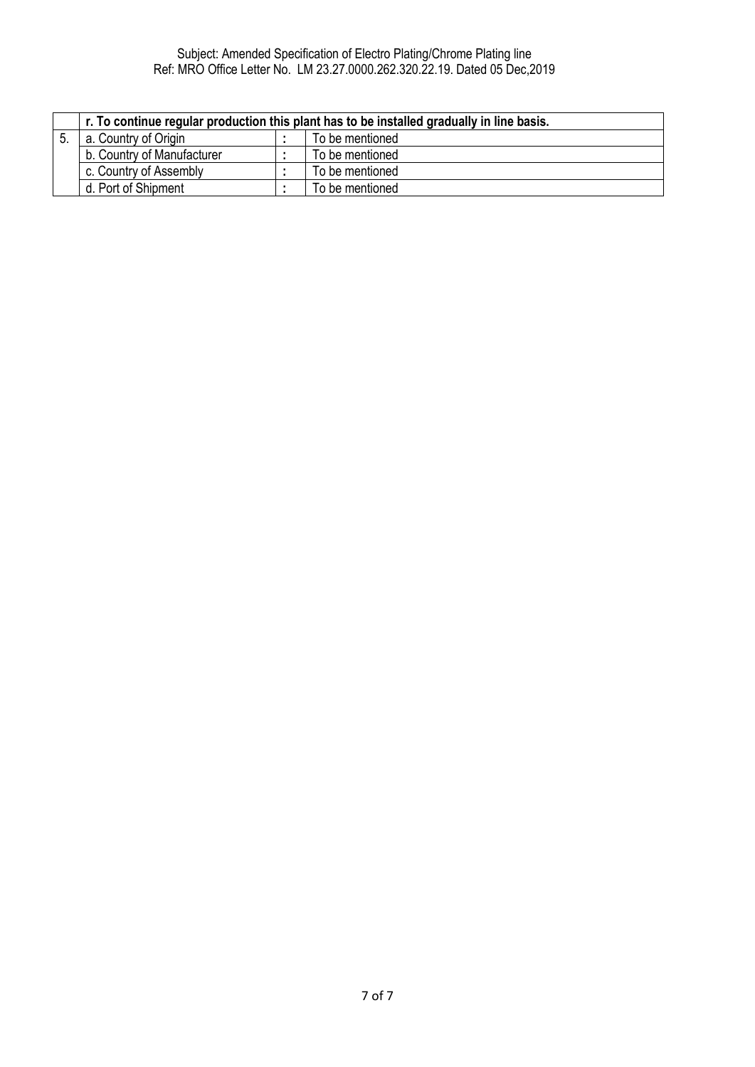| | | | |
|---|---|---|---|
| | **r. To continue regular production this plant has to be installed gradually in line basis.** | | |
| 5. | a. Country of Origin | : | To be mentioned |
| | b. Country of Manufacturer | : | To be mentioned |
| | c. Country of Assembly | : | To be mentioned |
| | d. Port of Shipment | : | To be mentioned |